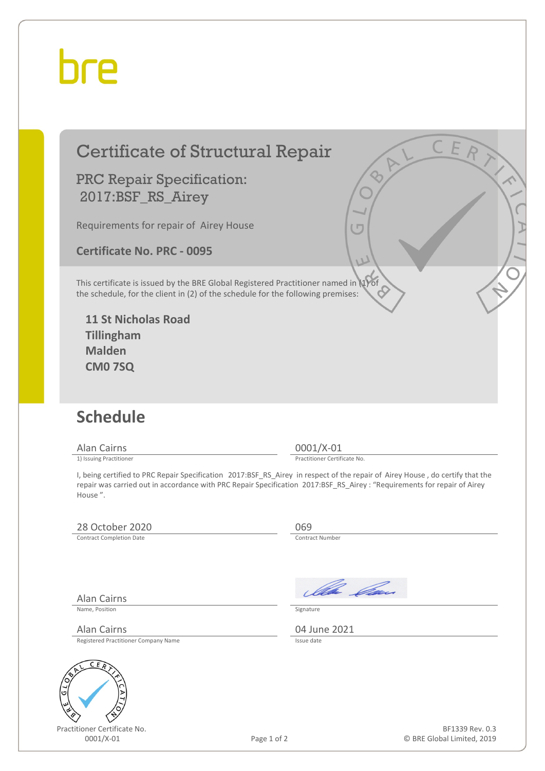bre

# Certificate of Structural Repair

## PRC Repair Specification: 2017:BSF_RS_Airey

Requirements for repair of Airey House

**Certificate No. PRC - 0095**

This certificate is issued by the BRE Global Registered Practitioner named in (1) of the schedule, for the client in (2) of the schedule for the following premises:

**11 St Nicholas Road**
**Tillingham**
**Malden**
**CM0 7SQ**

## Schedule

| | |
|---|---|
| Alan Cairns | 0001/X-01 |
| 1) Issuing Practitioner | Practitioner Certificate No. |

I, being certified to PRC Repair Specification 2017:BSF_RS_Airey in respect of the repair of Airey House , do certify that the repair was carried out in accordance with PRC Repair Specification 2017:BSF_RS_Airey : "Requirements for repair of Airey House ".

| | |
|---|---|
| 28 October 2020 | 069 |
| Contract Completion Date | Contract Number |

| | |
|---|---|
| Alan Cairns | [Signature] |
| Name, Position | Signature |
| Alan Cairns | 04 June 2021 |
| Registered Practitioner Company Name | Issue date |

Practitioner Certificate No.
0001/X-01

BF1339 Rev. 0.3
© BRE Global Limited, 2019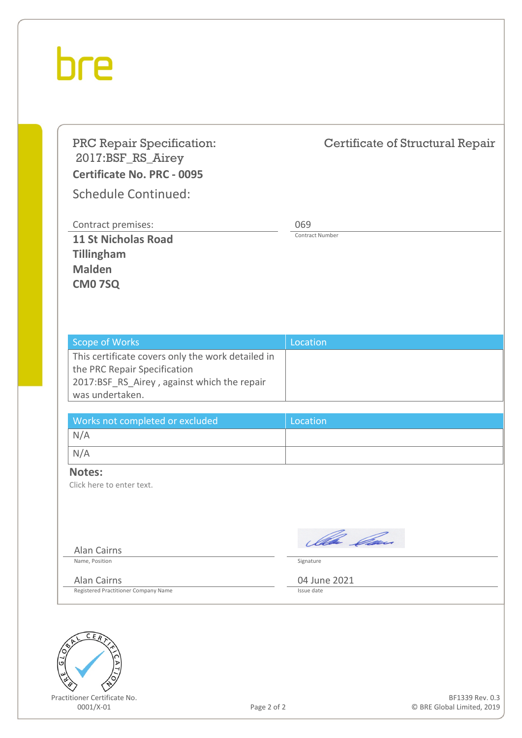bre

PRC Repair Specification:
2017:BSF_RS_Airey

**Certificate No. PRC - 0095**

Certificate of Structural Repair

## Schedule Continued:

Contract premises:

**11 St Nicholas Road**
**Tillingham**
**Malden**
**CM0 7SQ**

069
Contract Number

| Scope of Works | Location |
|---|---|
| This certificate covers only the work detailed in the PRC Repair Specification 2017:BSF_RS_Airey , against which the repair was undertaken. | |

| Works not completed or excluded | Location |
|---|---|
| N/A | |
| N/A | |

**Notes:**

Click here to enter text.

Alan Cairns
Name, Position

Signature

Alan Cairns
Registered Practitioner Company Name

04 June 2021
Issue date

BRE GLOBAL CERTIFICATION

Practitioner Certificate No.
0001/X-01

BF1339 Rev. 0.3
© BRE Global Limited, 2019